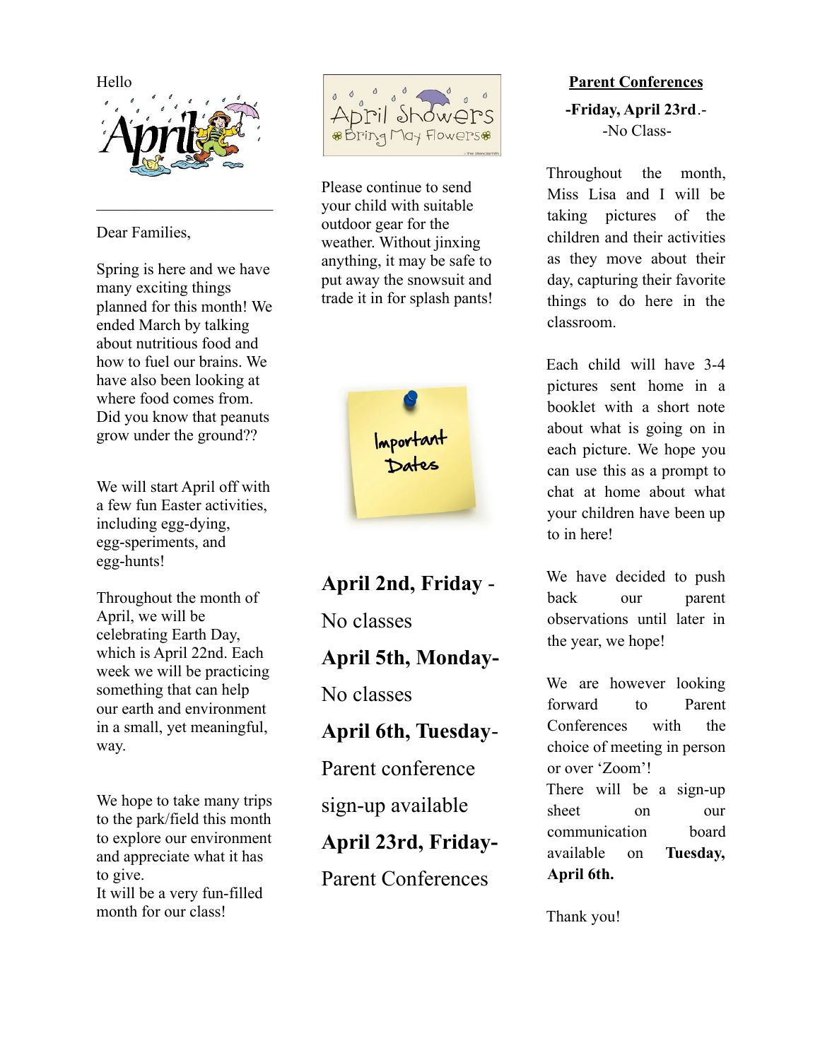Hello

---

Dear Families,

Spring is here and we have many exciting things planned for this month! We ended March by talking about nutritious food and how to fuel our brains. We have also been looking at where food comes from. Did you know that peanuts grow under the ground??

We will start April off with a few fun Easter activities, including egg-dying, egg-speriments, and egg-hunts!

Throughout the month of April, we will be celebrating Earth Day, which is April 22nd. Each week we will be practicing something that can help our earth and environment in a small, yet meaningful, way.

We hope to take many trips to the park/field this month to explore our environment and appreciate what it has to give.
It will be a very fun-filled month for our class!

Please continue to send your child with suitable outdoor gear for the weather. Without jinxing anything, it may be safe to put away the snowsuit and trade it in for splash pants!

**April 2nd, Friday** - No classes

**April 5th, Monday**- No classes

**April 6th, Tuesday**- Parent conference sign-up available

**April 23rd, Friday**- Parent Conferences

## Parent Conferences

**-Friday, April 23rd**.-
-No Class-

Throughout the month, Miss Lisa and I will be taking pictures of the children and their activities as they move about their day, capturing their favorite things to do here in the classroom.

Each child will have 3-4 pictures sent home in a booklet with a short note about what is going on in each picture. We hope you can use this as a prompt to chat at home about what your children have been up to in here!

We have decided to push back our parent observations until later in the year, we hope!

We are however looking forward to Parent Conferences with the choice of meeting in person or over 'Zoom'!
There will be a sign-up sheet on our communication board available on **Tuesday, April 6th.**

Thank you!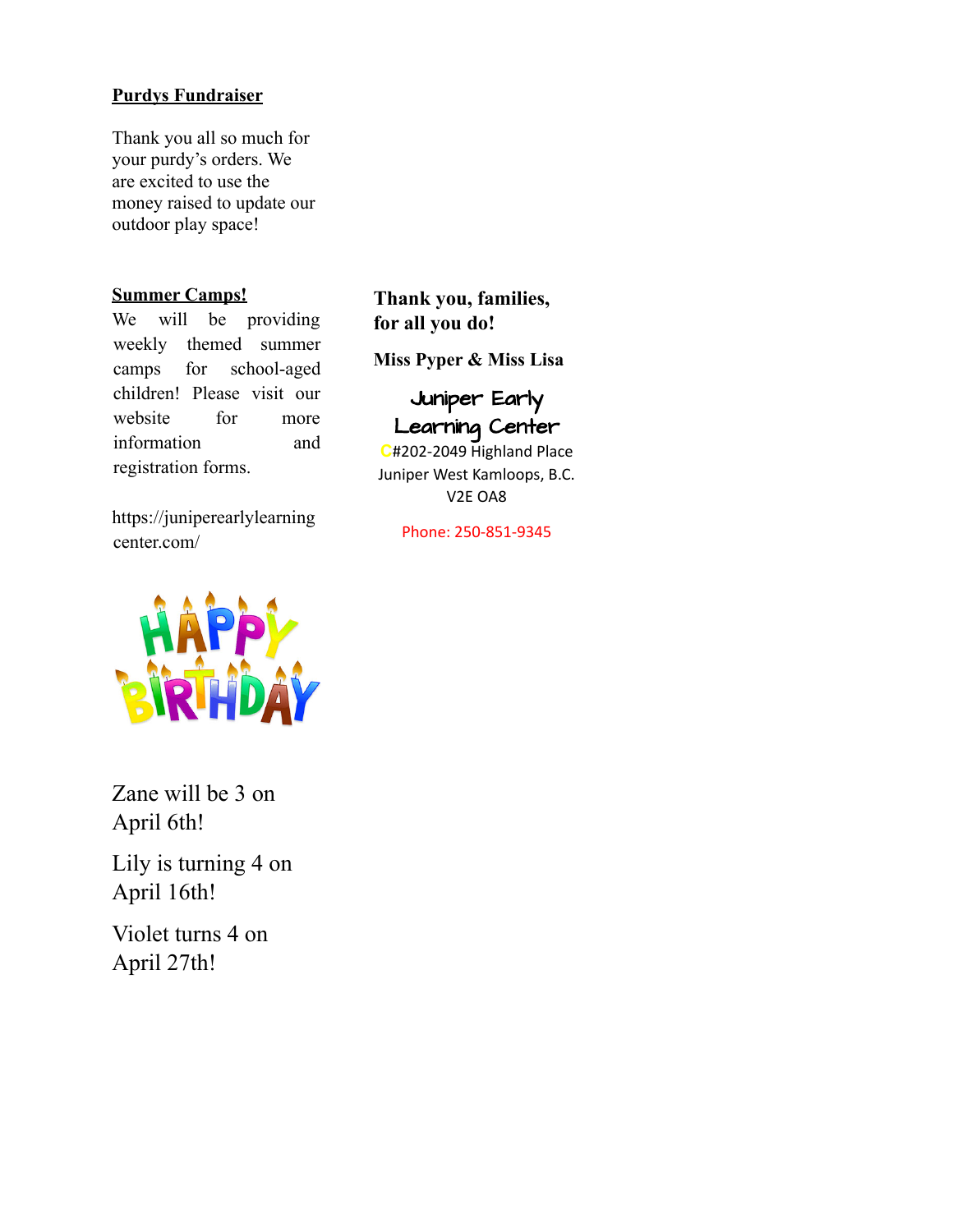**Purdys Fundraiser**

Thank you all so much for your purdy's orders. We are excited to use the money raised to update our outdoor play space!

**Summer Camps!**

We will be providing weekly themed summer camps for school-aged children! Please visit our website for more information and registration forms.

https://juniperearlylearningcenter.com/

HAPPY BIRTHDAY

Zane will be 3 on April 6th!

Lily is turning 4 on April 16th!

Violet turns 4 on April 27th!

**Thank you, families, for all you do!**

**Miss Pyper & Miss Lisa**

Juniper Early Learning Center

C#202-2049 Highland Place
Juniper West Kamloops, B.C.
V2E OA8

Phone: 250-851-9345